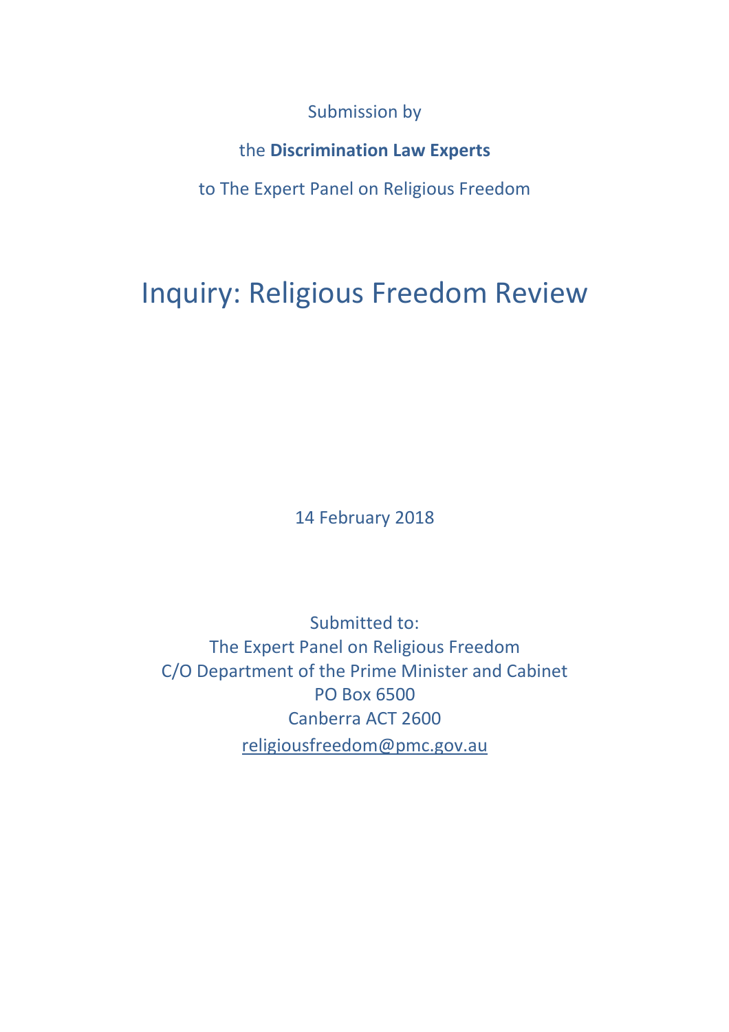Submission by

the **Discrimination Law Experts**

to The Expert Panel on Religious Freedom

# Inquiry: Religious Freedom Review

14 February 2018

Submitted to:
The Expert Panel on Religious Freedom
C/O Department of the Prime Minister and Cabinet
PO Box 6500
Canberra ACT 2600
religiousfreedom@pmc.gov.au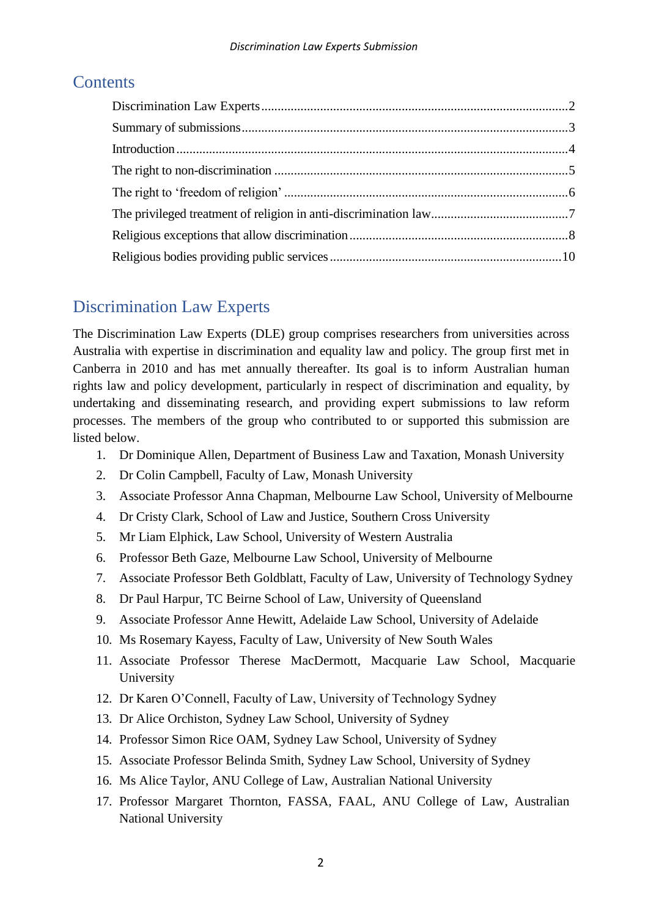## Contents

- Discrimination Law Experts ... 2
- Summary of submissions ... 3
- Introduction ... 4
- The right to non-discrimination ... 5
- The right to 'freedom of religion' ... 6
- The privileged treatment of religion in anti-discrimination law ... 7
- Religious exceptions that allow discrimination ... 8
- Religious bodies providing public services ... 10

## Discrimination Law Experts

The Discrimination Law Experts (DLE) group comprises researchers from universities across Australia with expertise in discrimination and equality law and policy. The group first met in Canberra in 2010 and has met annually thereafter. Its goal is to inform Australian human rights law and policy development, particularly in respect of discrimination and equality, by undertaking and disseminating research, and providing expert submissions to law reform processes. The members of the group who contributed to or supported this submission are listed below.

1. Dr Dominique Allen, Department of Business Law and Taxation, Monash University
2. Dr Colin Campbell, Faculty of Law, Monash University
3. Associate Professor Anna Chapman, Melbourne Law School, University of Melbourne
4. Dr Cristy Clark, School of Law and Justice, Southern Cross University
5. Mr Liam Elphick, Law School, University of Western Australia
6. Professor Beth Gaze, Melbourne Law School, University of Melbourne
7. Associate Professor Beth Goldblatt, Faculty of Law, University of Technology Sydney
8. Dr Paul Harpur, TC Beirne School of Law, University of Queensland
9. Associate Professor Anne Hewitt, Adelaide Law School, University of Adelaide
10. Ms Rosemary Kayess, Faculty of Law, University of New South Wales
11. Associate Professor Therese MacDermott, Macquarie Law School, Macquarie University
12. Dr Karen O'Connell, Faculty of Law, University of Technology Sydney
13. Dr Alice Orchiston, Sydney Law School, University of Sydney
14. Professor Simon Rice OAM, Sydney Law School, University of Sydney
15. Associate Professor Belinda Smith, Sydney Law School, University of Sydney
16. Ms Alice Taylor, ANU College of Law, Australian National University
17. Professor Margaret Thornton, FASSA, FAAL, ANU College of Law, Australian National University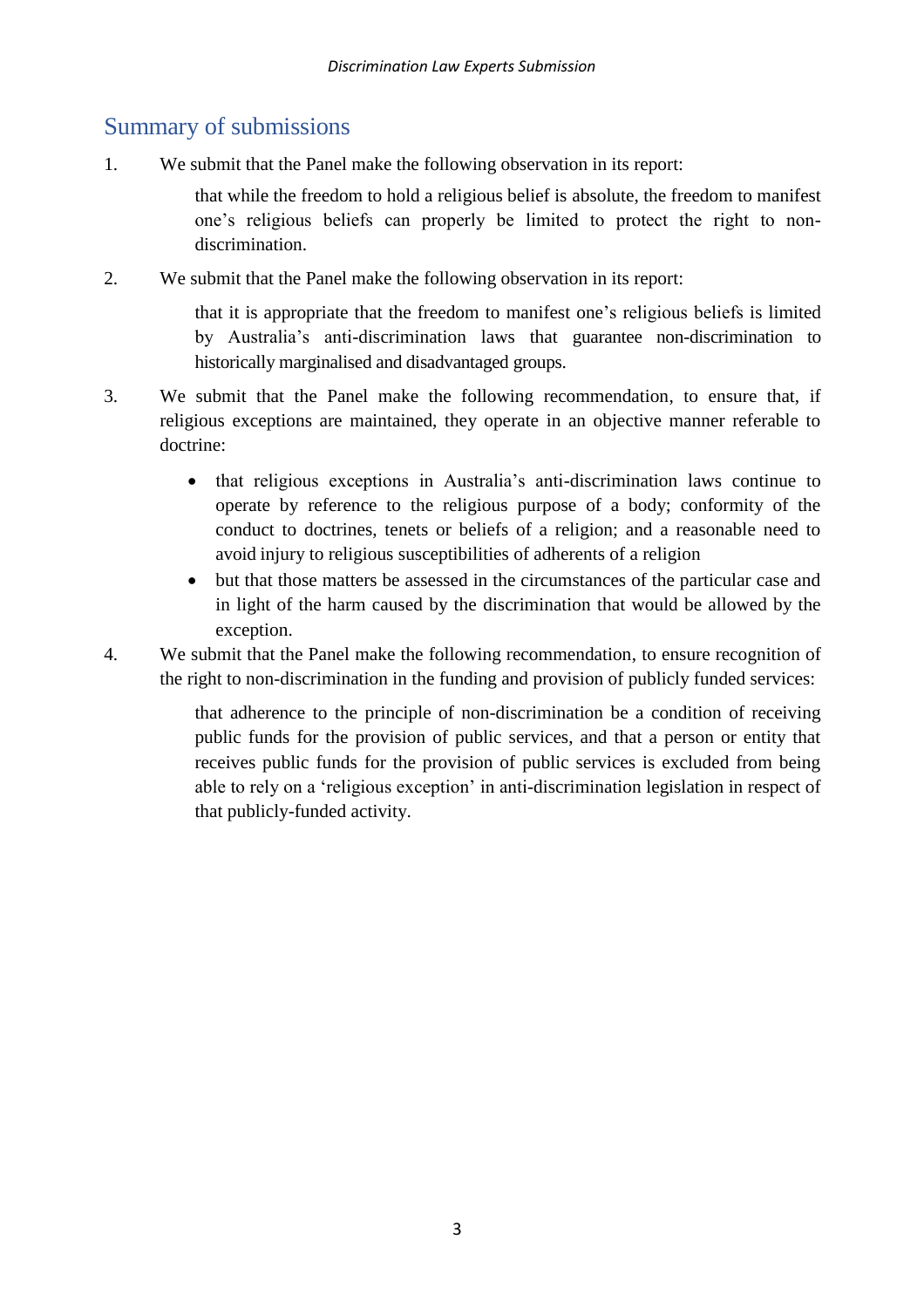## Summary of submissions

1. We submit that the Panel make the following observation in its report:

   > that while the freedom to hold a religious belief is absolute, the freedom to manifest one's religious beliefs can properly be limited to protect the right to non-discrimination.

2. We submit that the Panel make the following observation in its report:

   > that it is appropriate that the freedom to manifest one's religious beliefs is limited by Australia's anti-discrimination laws that guarantee non-discrimination to historically marginalised and disadvantaged groups.

3. We submit that the Panel make the following recommendation, to ensure that, if religious exceptions are maintained, they operate in an objective manner referable to doctrine:

   - that religious exceptions in Australia's anti-discrimination laws continue to operate by reference to the religious purpose of a body; conformity of the conduct to doctrines, tenets or beliefs of a religion; and a reasonable need to avoid injury to religious susceptibilities of adherents of a religion
   - but that those matters be assessed in the circumstances of the particular case and in light of the harm caused by the discrimination that would be allowed by the exception.

4. We submit that the Panel make the following recommendation, to ensure recognition of the right to non-discrimination in the funding and provision of publicly funded services:

   > that adherence to the principle of non-discrimination be a condition of receiving public funds for the provision of public services, and that a person or entity that receives public funds for the provision of public services is excluded from being able to rely on a 'religious exception' in anti-discrimination legislation in respect of that publicly-funded activity.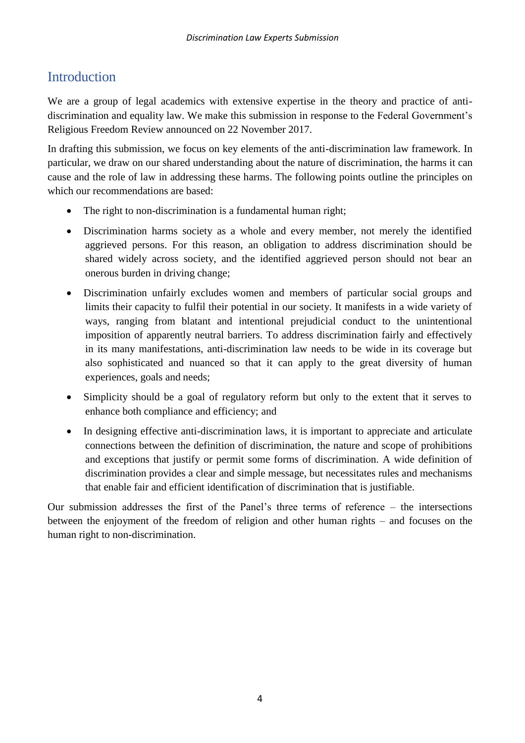# Introduction

We are a group of legal academics with extensive expertise in the theory and practice of anti-discrimination and equality law. We make this submission in response to the Federal Government's Religious Freedom Review announced on 22 November 2017.

In drafting this submission, we focus on key elements of the anti-discrimination law framework. In particular, we draw on our shared understanding about the nature of discrimination, the harms it can cause and the role of law in addressing these harms. The following points outline the principles on which our recommendations are based:

- The right to non-discrimination is a fundamental human right;
- Discrimination harms society as a whole and every member, not merely the identified aggrieved persons. For this reason, an obligation to address discrimination should be shared widely across society, and the identified aggrieved person should not bear an onerous burden in driving change;
- Discrimination unfairly excludes women and members of particular social groups and limits their capacity to fulfil their potential in our society. It manifests in a wide variety of ways, ranging from blatant and intentional prejudicial conduct to the unintentional imposition of apparently neutral barriers. To address discrimination fairly and effectively in its many manifestations, anti-discrimination law needs to be wide in its coverage but also sophisticated and nuanced so that it can apply to the great diversity of human experiences, goals and needs;
- Simplicity should be a goal of regulatory reform but only to the extent that it serves to enhance both compliance and efficiency; and
- In designing effective anti-discrimination laws, it is important to appreciate and articulate connections between the definition of discrimination, the nature and scope of prohibitions and exceptions that justify or permit some forms of discrimination. A wide definition of discrimination provides a clear and simple message, but necessitates rules and mechanisms that enable fair and efficient identification of discrimination that is justifiable.

Our submission addresses the first of the Panel's three terms of reference – the intersections between the enjoyment of the freedom of religion and other human rights – and focuses on the human right to non-discrimination.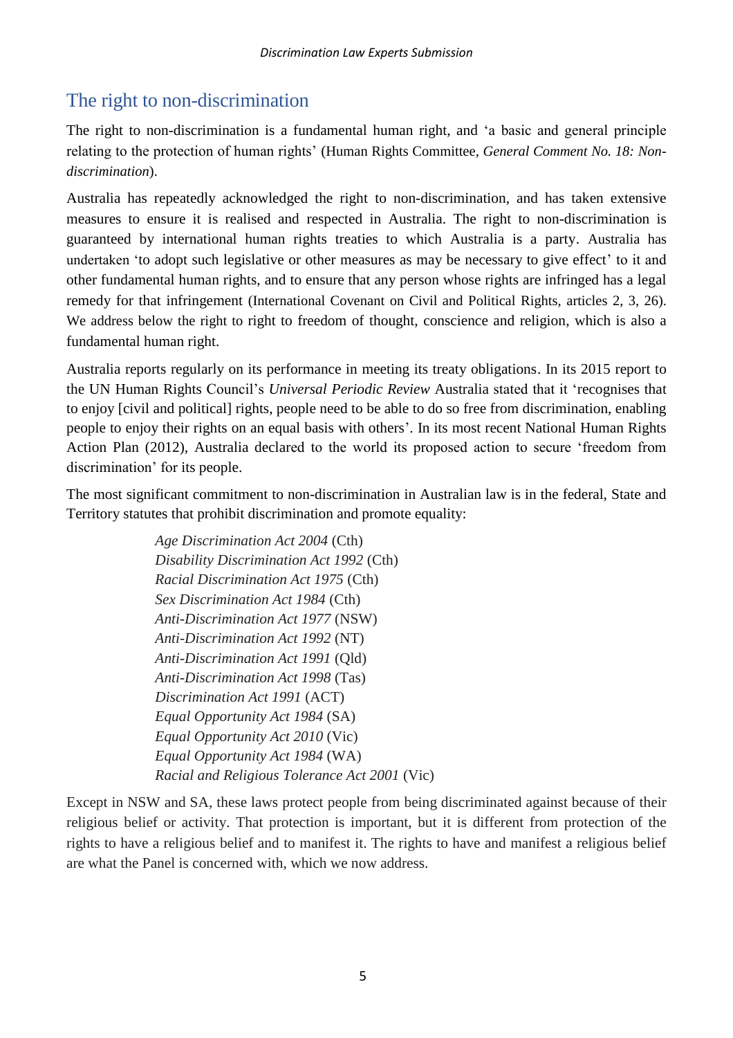## The right to non-discrimination

The right to non-discrimination is a fundamental human right, and 'a basic and general principle relating to the protection of human rights' (Human Rights Committee, *General Comment No. 18: Non-discrimination*).

Australia has repeatedly acknowledged the right to non-discrimination, and has taken extensive measures to ensure it is realised and respected in Australia. The right to non-discrimination is guaranteed by international human rights treaties to which Australia is a party. Australia has undertaken 'to adopt such legislative or other measures as may be necessary to give effect' to it and other fundamental human rights, and to ensure that any person whose rights are infringed has a legal remedy for that infringement (International Covenant on Civil and Political Rights, articles 2, 3, 26). We address below the right to right to freedom of thought, conscience and religion, which is also a fundamental human right.

Australia reports regularly on its performance in meeting its treaty obligations. In its 2015 report to the UN Human Rights Council's *Universal Periodic Review* Australia stated that it 'recognises that to enjoy [civil and political] rights, people need to be able to do so free from discrimination, enabling people to enjoy their rights on an equal basis with others'. In its most recent National Human Rights Action Plan (2012), Australia declared to the world its proposed action to secure 'freedom from discrimination' for its people.

The most significant commitment to non-discrimination in Australian law is in the federal, State and Territory statutes that prohibit discrimination and promote equality:

> *Age Discrimination Act 2004* (Cth)
> *Disability Discrimination Act 1992* (Cth)
> *Racial Discrimination Act 1975* (Cth)
> *Sex Discrimination Act 1984* (Cth)
> *Anti-Discrimination Act 1977* (NSW)
> *Anti-Discrimination Act 1992* (NT)
> *Anti-Discrimination Act 1991* (Qld)
> *Anti-Discrimination Act 1998* (Tas)
> *Discrimination Act 1991* (ACT)
> *Equal Opportunity Act 1984* (SA)
> *Equal Opportunity Act 2010* (Vic)
> *Equal Opportunity Act 1984* (WA)
> *Racial and Religious Tolerance Act 2001* (Vic)

Except in NSW and SA, these laws protect people from being discriminated against because of their religious belief or activity. That protection is important, but it is different from protection of the rights to have a religious belief and to manifest it. The rights to have and manifest a religious belief are what the Panel is concerned with, which we now address.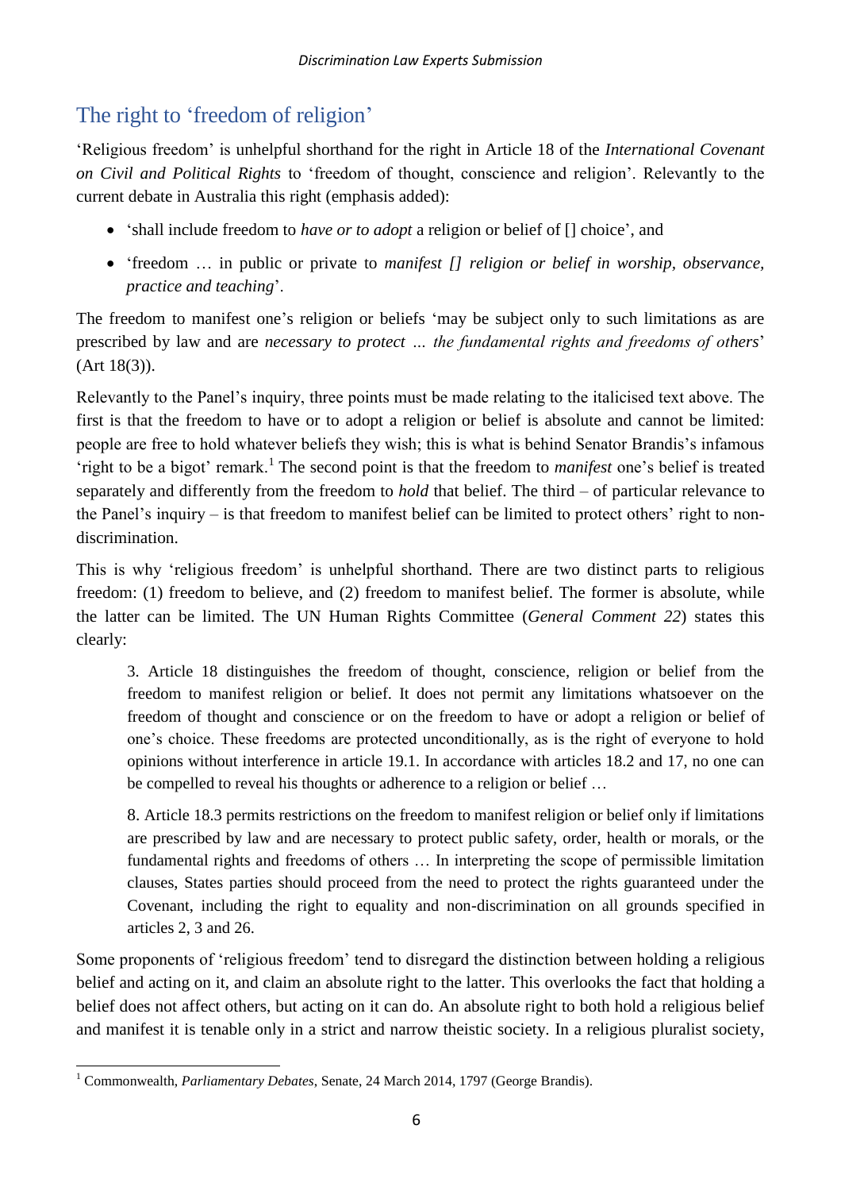## The right to 'freedom of religion'

'Religious freedom' is unhelpful shorthand for the right in Article 18 of the *International Covenant on Civil and Political Rights* to 'freedom of thought, conscience and religion'. Relevantly to the current debate in Australia this right (emphasis added):

- 'shall include freedom to *have or to adopt* a religion or belief of [] choice', and
- 'freedom … in public or private to *manifest [] religion or belief in worship, observance, practice and teaching*'.

The freedom to manifest one's religion or beliefs 'may be subject only to such limitations as are prescribed by law and are *necessary to protect … the fundamental rights and freedoms of others*' (Art 18(3)).

Relevantly to the Panel's inquiry, three points must be made relating to the italicised text above. The first is that the freedom to have or to adopt a religion or belief is absolute and cannot be limited: people are free to hold whatever beliefs they wish; this is what is behind Senator Brandis's infamous 'right to be a bigot' remark.[1] The second point is that the freedom to *manifest* one's belief is treated separately and differently from the freedom to *hold* that belief. The third – of particular relevance to the Panel's inquiry – is that freedom to manifest belief can be limited to protect others' right to non-discrimination.

This is why 'religious freedom' is unhelpful shorthand. There are two distinct parts to religious freedom: (1) freedom to believe, and (2) freedom to manifest belief. The former is absolute, while the latter can be limited. The UN Human Rights Committee (*General Comment 22*) states this clearly:

> 3. Article 18 distinguishes the freedom of thought, conscience, religion or belief from the freedom to manifest religion or belief. It does not permit any limitations whatsoever on the freedom of thought and conscience or on the freedom to have or adopt a religion or belief of one's choice. These freedoms are protected unconditionally, as is the right of everyone to hold opinions without interference in article 19.1. In accordance with articles 18.2 and 17, no one can be compelled to reveal his thoughts or adherence to a religion or belief …
>
> 8. Article 18.3 permits restrictions on the freedom to manifest religion or belief only if limitations are prescribed by law and are necessary to protect public safety, order, health or morals, or the fundamental rights and freedoms of others … In interpreting the scope of permissible limitation clauses, States parties should proceed from the need to protect the rights guaranteed under the Covenant, including the right to equality and non-discrimination on all grounds specified in articles 2, 3 and 26.

Some proponents of 'religious freedom' tend to disregard the distinction between holding a religious belief and acting on it, and claim an absolute right to the latter. This overlooks the fact that holding a belief does not affect others, but acting on it can do. An absolute right to both hold a religious belief and manifest it is tenable only in a strict and narrow theistic society. In a religious pluralist society,

---

[1] Commonwealth, *Parliamentary Debates*, Senate, 24 March 2014, 1797 (George Brandis).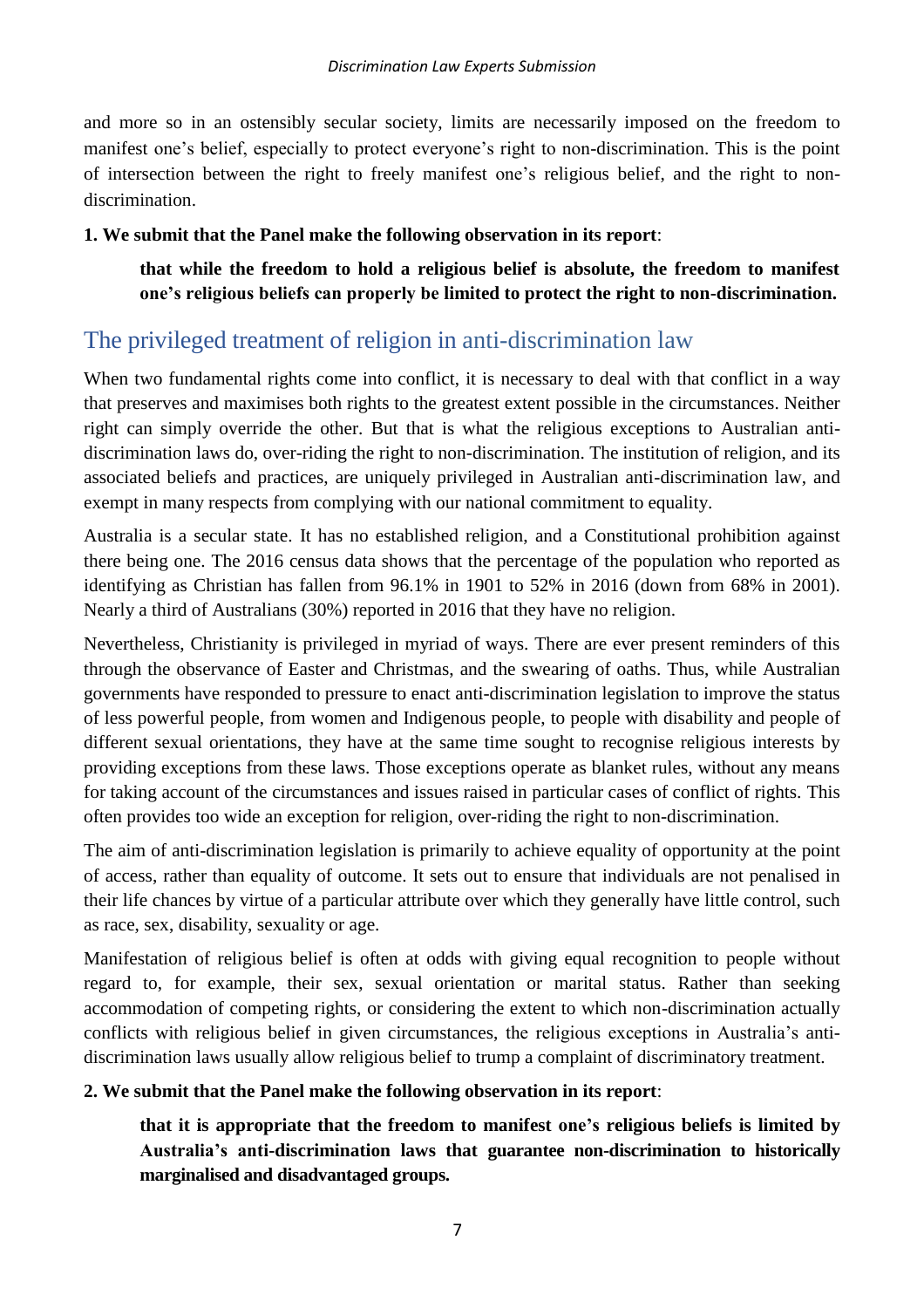and more so in an ostensibly secular society, limits are necessarily imposed on the freedom to manifest one's belief, especially to protect everyone's right to non-discrimination. This is the point of intersection between the right to freely manifest one's religious belief, and the right to non-discrimination.

**1. We submit that the Panel make the following observation in its report**:

> **that while the freedom to hold a religious belief is absolute, the freedom to manifest one's religious beliefs can properly be limited to protect the right to non-discrimination.**

## The privileged treatment of religion in anti-discrimination law

When two fundamental rights come into conflict, it is necessary to deal with that conflict in a way that preserves and maximises both rights to the greatest extent possible in the circumstances. Neither right can simply override the other. But that is what the religious exceptions to Australian anti-discrimination laws do, over-riding the right to non-discrimination. The institution of religion, and its associated beliefs and practices, are uniquely privileged in Australian anti-discrimination law, and exempt in many respects from complying with our national commitment to equality.

Australia is a secular state. It has no established religion, and a Constitutional prohibition against there being one. The 2016 census data shows that the percentage of the population who reported as identifying as Christian has fallen from 96.1% in 1901 to 52% in 2016 (down from 68% in 2001). Nearly a third of Australians (30%) reported in 2016 that they have no religion.

Nevertheless, Christianity is privileged in myriad of ways. There are ever present reminders of this through the observance of Easter and Christmas, and the swearing of oaths. Thus, while Australian governments have responded to pressure to enact anti-discrimination legislation to improve the status of less powerful people, from women and Indigenous people, to people with disability and people of different sexual orientations, they have at the same time sought to recognise religious interests by providing exceptions from these laws. Those exceptions operate as blanket rules, without any means for taking account of the circumstances and issues raised in particular cases of conflict of rights. This often provides too wide an exception for religion, over-riding the right to non-discrimination.

The aim of anti-discrimination legislation is primarily to achieve equality of opportunity at the point of access, rather than equality of outcome. It sets out to ensure that individuals are not penalised in their life chances by virtue of a particular attribute over which they generally have little control, such as race, sex, disability, sexuality or age.

Manifestation of religious belief is often at odds with giving equal recognition to people without regard to, for example, their sex, sexual orientation or marital status. Rather than seeking accommodation of competing rights, or considering the extent to which non-discrimination actually conflicts with religious belief in given circumstances, the religious exceptions in Australia's anti-discrimination laws usually allow religious belief to trump a complaint of discriminatory treatment.

**2. We submit that the Panel make the following observation in its report**:

> **that it is appropriate that the freedom to manifest one's religious beliefs is limited by Australia's anti-discrimination laws that guarantee non-discrimination to historically marginalised and disadvantaged groups.**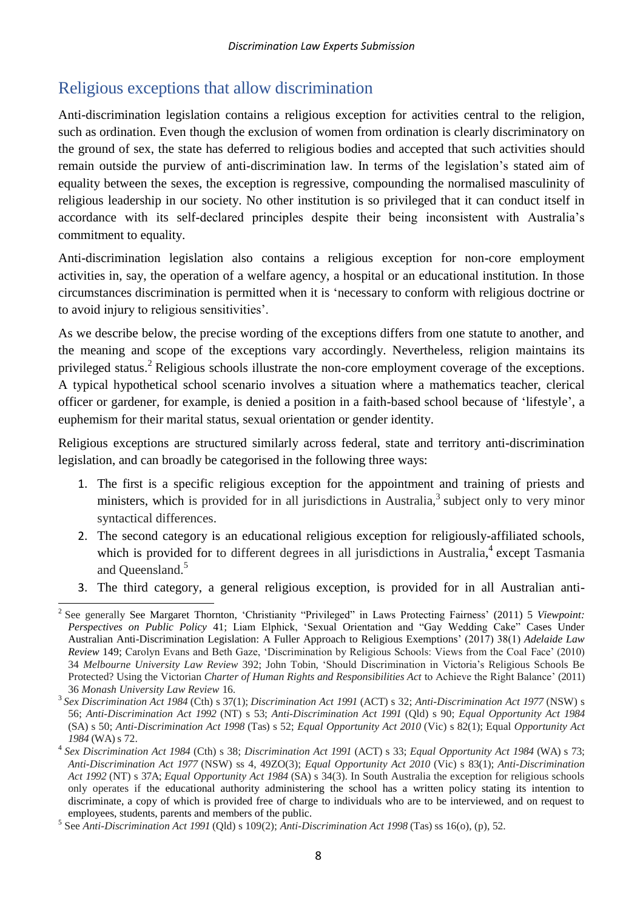## Religious exceptions that allow discrimination

Anti-discrimination legislation contains a religious exception for activities central to the religion, such as ordination. Even though the exclusion of women from ordination is clearly discriminatory on the ground of sex, the state has deferred to religious bodies and accepted that such activities should remain outside the purview of anti-discrimination law. In terms of the legislation's stated aim of equality between the sexes, the exception is regressive, compounding the normalised masculinity of religious leadership in our society. No other institution is so privileged that it can conduct itself in accordance with its self-declared principles despite their being inconsistent with Australia's commitment to equality.

Anti-discrimination legislation also contains a religious exception for non-core employment activities in, say, the operation of a welfare agency, a hospital or an educational institution. In those circumstances discrimination is permitted when it is 'necessary to conform with religious doctrine or to avoid injury to religious sensitivities'.

As we describe below, the precise wording of the exceptions differs from one statute to another, and the meaning and scope of the exceptions vary accordingly. Nevertheless, religion maintains its privileged status.[2] Religious schools illustrate the non-core employment coverage of the exceptions. A typical hypothetical school scenario involves a situation where a mathematics teacher, clerical officer or gardener, for example, is denied a position in a faith-based school because of 'lifestyle', a euphemism for their marital status, sexual orientation or gender identity.

Religious exceptions are structured similarly across federal, state and territory anti-discrimination legislation, and can broadly be categorised in the following three ways:

1. The first is a specific religious exception for the appointment and training of priests and ministers, which is provided for in all jurisdictions in Australia,[3] subject only to very minor syntactical differences.
2. The second category is an educational religious exception for religiously-affiliated schools, which is provided for to different degrees in all jurisdictions in Australia,[4] except Tasmania and Queensland.[5]
3. The third category, a general religious exception, is provided for in all Australian anti-

---

[2] See generally See Margaret Thornton, 'Christianity "Privileged" in Laws Protecting Fairness' (2011) 5 *Viewpoint: Perspectives on Public Policy* 41; Liam Elphick, 'Sexual Orientation and "Gay Wedding Cake" Cases Under Australian Anti-Discrimination Legislation: A Fuller Approach to Religious Exemptions' (2017) 38(1) *Adelaide Law Review* 149; Carolyn Evans and Beth Gaze, 'Discrimination by Religious Schools: Views from the Coal Face' (2010) 34 *Melbourne University Law Review* 392; John Tobin, 'Should Discrimination in Victoria's Religious Schools Be Protected? Using the Victorian *Charter of Human Rights and Responsibilities Act* to Achieve the Right Balance' (2011) 36 *Monash University Law Review* 16.

[3] *Sex Discrimination Act 1984* (Cth) s 37(1); *Discrimination Act 1991* (ACT) s 32; *Anti-Discrimination Act 1977* (NSW) s 56; *Anti-Discrimination Act 1992* (NT) s 53; *Anti-Discrimination Act 1991* (Qld) s 90; *Equal Opportunity Act 1984* (SA) s 50; *Anti-Discrimination Act 1998* (Tas) s 52; *Equal Opportunity Act 2010* (Vic) s 82(1); Equal *Opportunity Act 1984* (WA) s 72.

[4] *Sex Discrimination Act 1984* (Cth) s 38; *Discrimination Act 1991* (ACT) s 33; *Equal Opportunity Act 1984* (WA) s 73; *Anti-Discrimination Act 1977* (NSW) ss 4, 49ZO(3); *Equal Opportunity Act 2010* (Vic) s 83(1); *Anti-Discrimination Act 1992* (NT) s 37A; *Equal Opportunity Act 1984* (SA) s 34(3). In South Australia the exception for religious schools only operates if the educational authority administering the school has a written policy stating its intention to discriminate, a copy of which is provided free of charge to individuals who are to be interviewed, and on request to employees, students, parents and members of the public.

[5] See *Anti-Discrimination Act 1991* (Qld) s 109(2); *Anti-Discrimination Act 1998* (Tas) ss 16(o), (p), 52.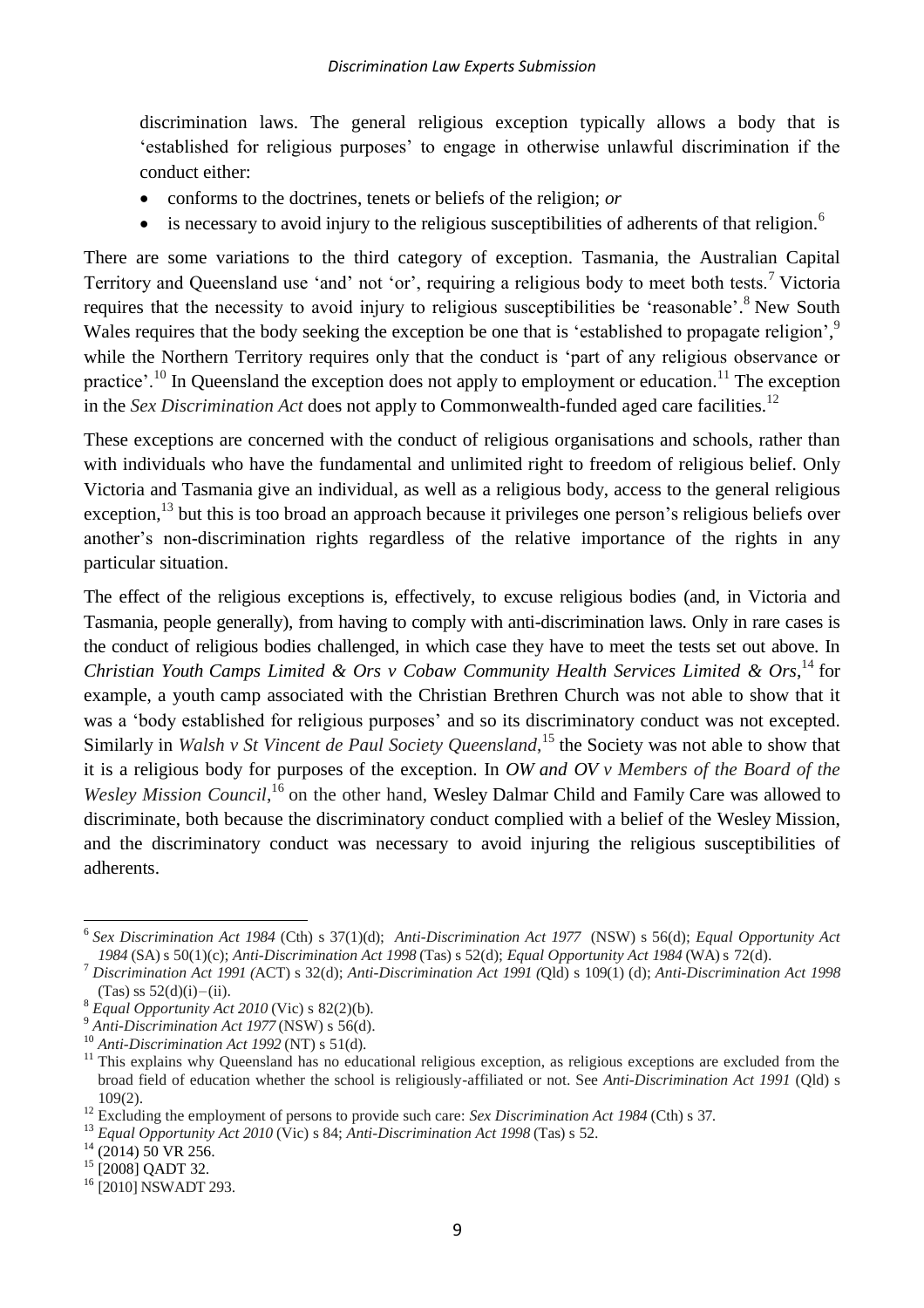discrimination laws. The general religious exception typically allows a body that is 'established for religious purposes' to engage in otherwise unlawful discrimination if the conduct either:

- conforms to the doctrines, tenets or beliefs of the religion; *or*
- is necessary to avoid injury to the religious susceptibilities of adherents of that religion.[6]

There are some variations to the third category of exception. Tasmania, the Australian Capital Territory and Queensland use 'and' not 'or', requiring a religious body to meet both tests.[7] Victoria requires that the necessity to avoid injury to religious susceptibilities be 'reasonable'.[8] New South Wales requires that the body seeking the exception be one that is 'established to propagate religion',[9] while the Northern Territory requires only that the conduct is 'part of any religious observance or practice'.[10] In Queensland the exception does not apply to employment or education.[11] The exception in the *Sex Discrimination Act* does not apply to Commonwealth-funded aged care facilities.[12]

These exceptions are concerned with the conduct of religious organisations and schools, rather than with individuals who have the fundamental and unlimited right to freedom of religious belief. Only Victoria and Tasmania give an individual, as well as a religious body, access to the general religious exception,[13] but this is too broad an approach because it privileges one person's religious beliefs over another's non-discrimination rights regardless of the relative importance of the rights in any particular situation.

The effect of the religious exceptions is, effectively, to excuse religious bodies (and, in Victoria and Tasmania, people generally), from having to comply with anti-discrimination laws. Only in rare cases is the conduct of religious bodies challenged, in which case they have to meet the tests set out above. In *Christian Youth Camps Limited & Ors v Cobaw Community Health Services Limited & Ors*,[14] for example, a youth camp associated with the Christian Brethren Church was not able to show that it was a 'body established for religious purposes' and so its discriminatory conduct was not excepted. Similarly in *Walsh v St Vincent de Paul Society Queensland*,[15] the Society was not able to show that it is a religious body for purposes of the exception. In *OW and OV v Members of the Board of the Wesley Mission Council*,[16] on the other hand, Wesley Dalmar Child and Family Care was allowed to discriminate, both because the discriminatory conduct complied with a belief of the Wesley Mission, and the discriminatory conduct was necessary to avoid injuring the religious susceptibilities of adherents.

---

[6] *Sex Discrimination Act 1984* (Cth) s 37(1)(d); *Anti-Discrimination Act 1977* (NSW) s 56(d); *Equal Opportunity Act 1984* (SA) s 50(1)(c); *Anti-Discrimination Act 1998* (Tas) s 52(d); *Equal Opportunity Act 1984* (WA) s 72(d).

[7] *Discrimination Act 1991 (*ACT) s 32(d); *Anti-Discrimination Act 1991 (*Qld) s 109(1) (d); *Anti-Discrimination Act 1998* (Tas) ss 52(d)(i)–(ii).

[8] *Equal Opportunity Act 2010* (Vic) s 82(2)(b).

[9] *Anti-Discrimination Act 1977* (NSW) s 56(d).

[10] *Anti-Discrimination Act 1992* (NT) s 51(d).

[11] This explains why Queensland has no educational religious exception, as religious exceptions are excluded from the broad field of education whether the school is religiously-affiliated or not. See *Anti-Discrimination Act 1991* (Qld) s 109(2).

[12] Excluding the employment of persons to provide such care: *Sex Discrimination Act 1984* (Cth) s 37*.*

[13] *Equal Opportunity Act 2010* (Vic) s 84; *Anti-Discrimination Act 1998* (Tas) s 52.

[14] (2014) 50 VR 256.

[15] [2008] QADT 32.

[16] [2010] NSWADT 293.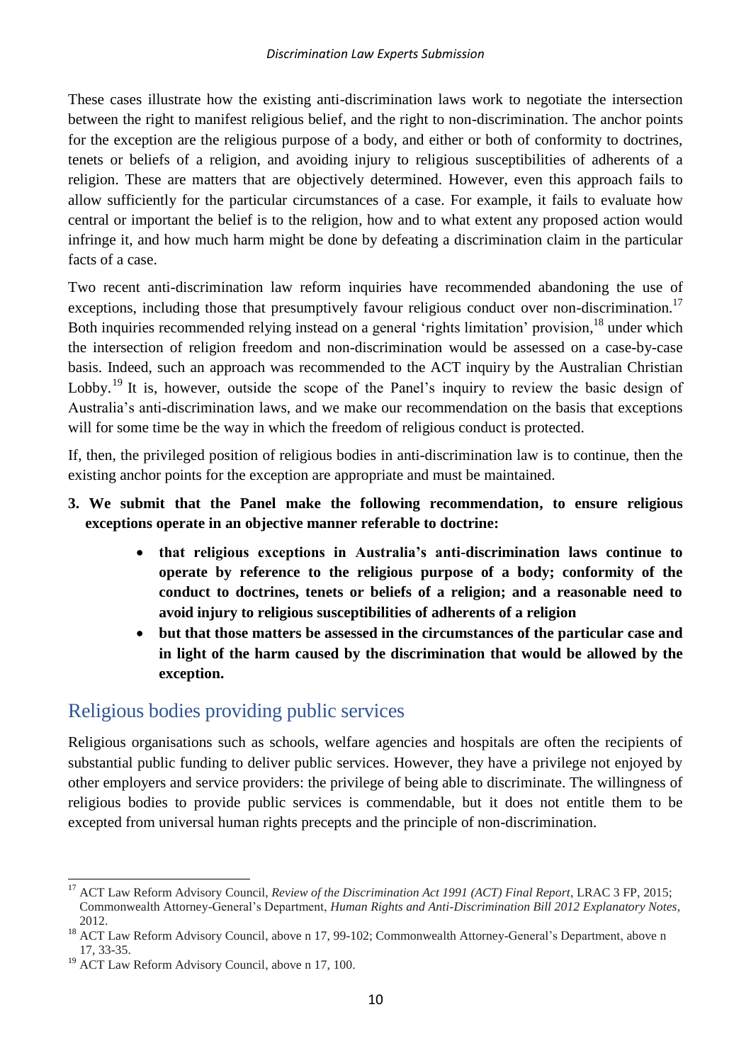These cases illustrate how the existing anti-discrimination laws work to negotiate the intersection between the right to manifest religious belief, and the right to non-discrimination. The anchor points for the exception are the religious purpose of a body, and either or both of conformity to doctrines, tenets or beliefs of a religion, and avoiding injury to religious susceptibilities of adherents of a religion. These are matters that are objectively determined. However, even this approach fails to allow sufficiently for the particular circumstances of a case. For example, it fails to evaluate how central or important the belief is to the religion, how and to what extent any proposed action would infringe it, and how much harm might be done by defeating a discrimination claim in the particular facts of a case.

Two recent anti-discrimination law reform inquiries have recommended abandoning the use of exceptions, including those that presumptively favour religious conduct over non-discrimination.[17] Both inquiries recommended relying instead on a general 'rights limitation' provision,[18] under which the intersection of religion freedom and non-discrimination would be assessed on a case-by-case basis. Indeed, such an approach was recommended to the ACT inquiry by the Australian Christian Lobby.[19] It is, however, outside the scope of the Panel's inquiry to review the basic design of Australia's anti-discrimination laws, and we make our recommendation on the basis that exceptions will for some time be the way in which the freedom of religious conduct is protected.

If, then, the privileged position of religious bodies in anti-discrimination law is to continue, then the existing anchor points for the exception are appropriate and must be maintained.

**3. We submit that the Panel make the following recommendation, to ensure religious exceptions operate in an objective manner referable to doctrine:**

- **that religious exceptions in Australia's anti-discrimination laws continue to operate by reference to the religious purpose of a body; conformity of the conduct to doctrines, tenets or beliefs of a religion; and a reasonable need to avoid injury to religious susceptibilities of adherents of a religion**
- **but that those matters be assessed in the circumstances of the particular case and in light of the harm caused by the discrimination that would be allowed by the exception.**

## Religious bodies providing public services

Religious organisations such as schools, welfare agencies and hospitals are often the recipients of substantial public funding to deliver public services. However, they have a privilege not enjoyed by other employers and service providers: the privilege of being able to discriminate. The willingness of religious bodies to provide public services is commendable, but it does not entitle them to be excepted from universal human rights precepts and the principle of non-discrimination.

---

[17] ACT Law Reform Advisory Council, *Review of the Discrimination Act 1991 (ACT) Final Report*, LRAC 3 FP, 2015; Commonwealth Attorney-General's Department, *Human Rights and Anti-Discrimination Bill 2012 Explanatory Notes*, 2012.

[18] ACT Law Reform Advisory Council, above n 17, 99-102; Commonwealth Attorney-General's Department, above n 17, 33-35.

[19] ACT Law Reform Advisory Council, above n 17, 100.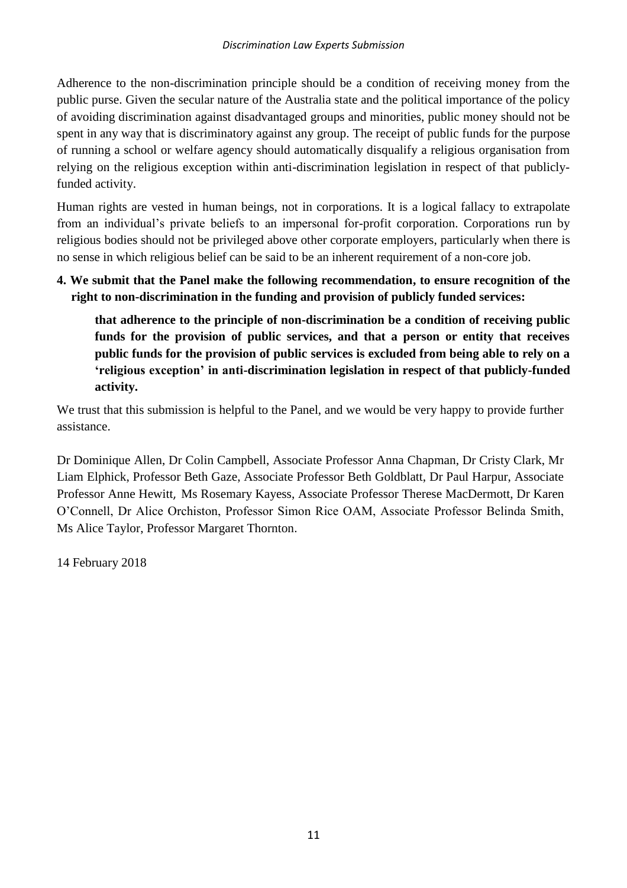Adherence to the non-discrimination principle should be a condition of receiving money from the public purse. Given the secular nature of the Australia state and the political importance of the policy of avoiding discrimination against disadvantaged groups and minorities, public money should not be spent in any way that is discriminatory against any group. The receipt of public funds for the purpose of running a school or welfare agency should automatically disqualify a religious organisation from relying on the religious exception within anti-discrimination legislation in respect of that publicly-funded activity.

Human rights are vested in human beings, not in corporations. It is a logical fallacy to extrapolate from an individual's private beliefs to an impersonal for-profit corporation. Corporations run by religious bodies should not be privileged above other corporate employers, particularly when there is no sense in which religious belief can be said to be an inherent requirement of a non-core job.

**4. We submit that the Panel make the following recommendation, to ensure recognition of the right to non-discrimination in the funding and provision of publicly funded services:**

> **that adherence to the principle of non-discrimination be a condition of receiving public funds for the provision of public services, and that a person or entity that receives public funds for the provision of public services is excluded from being able to rely on a 'religious exception' in anti-discrimination legislation in respect of that publicly-funded activity.**

We trust that this submission is helpful to the Panel, and we would be very happy to provide further assistance.

Dr Dominique Allen, Dr Colin Campbell, Associate Professor Anna Chapman, Dr Cristy Clark, Mr Liam Elphick, Professor Beth Gaze, Associate Professor Beth Goldblatt, Dr Paul Harpur, Associate Professor Anne Hewitt, Ms Rosemary Kayess, Associate Professor Therese MacDermott, Dr Karen O'Connell, Dr Alice Orchiston, Professor Simon Rice OAM, Associate Professor Belinda Smith, Ms Alice Taylor, Professor Margaret Thornton.

14 February 2018